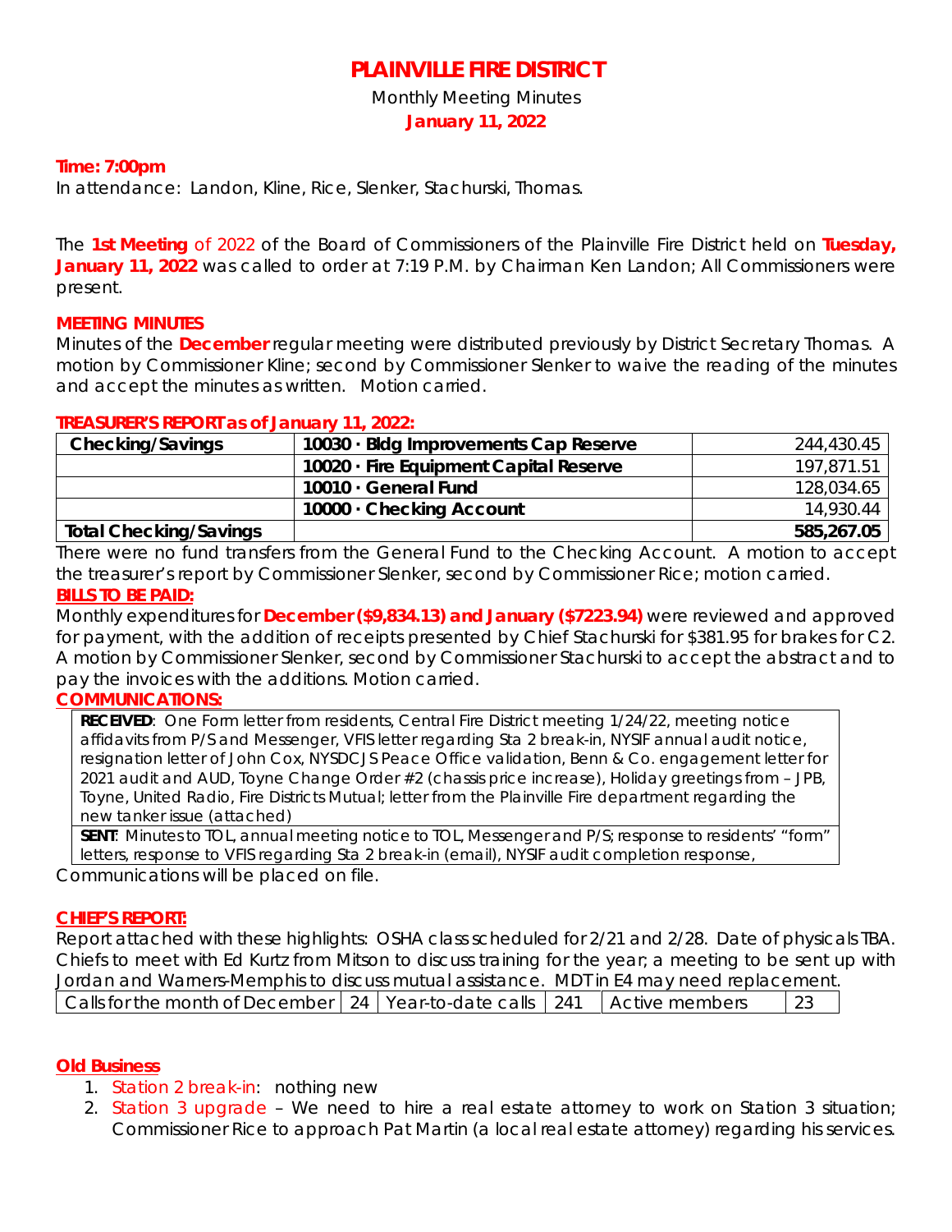# PLAINVILLE FIRE DISTRICT

Monthly Meeting Minutes

**January 11, 2022**

**Time: 7:00pm**

In attendance: Landon, Kline, Rice, Slenker, Stachurski, Thomas.

The **1st Meeting** of 2022 of the Board of Commissioners of the Plainville Fire District held on **Tuesday, January 11, 2022** was called to order at 7:19 P.M. by Chairman Ken Landon; All Commissioners were present.

**MEETING MINUTES**

Minutes of the **December** regular meeting were distributed previously by District Secretary Thomas. A motion by Commissioner Kline; second by Commissioner Slenker to waive the reading of the minutes and accept the minutes as written. Motion carried.

**TREASURER'S REPORT as of January 11, 2022:**

| Checking/Savings | 10030 · Bldg Improvements Cap Reserve | 244,430.45 |
|---|---|---|
| | 10020 · Fire Equipment Capital Reserve | 197,871.51 |
| | 10010 · General Fund | 128,034.65 |
| | 10000 · Checking Account | 14,930.44 |
| **Total Checking/Savings** | | **585,267.05** |

There were no fund transfers from the General Fund to the Checking Account. A motion to accept the treasurer's report by Commissioner Slenker, second by Commissioner Rice; motion carried.

**BILLS TO BE PAID:**

Monthly expenditures for **December ($9,834.13) and January ($7223.94)** were reviewed and approved for payment, with the addition of receipts presented by Chief Stachurski for $381.95 for brakes for C2. A motion by Commissioner Slenker, second by Commissioner Stachurski to accept the abstract and to pay the invoices with the additions. Motion carried.

**COMMUNICATIONS:**

**RECEIVED**: One Form letter from residents, Central Fire District meeting 1/24/22, meeting notice affidavits from P/S and Messenger, VFIS letter regarding Sta 2 break-in, NYSIF annual audit notice, resignation letter of John Cox, NYSDCJS Peace Office validation, Benn & Co. engagement letter for 2021 audit and AUD, Toyne Change Order #2 (chassis price increase), Holiday greetings from – JPB, Toyne, United Radio, Fire Districts Mutual; letter from the Plainville Fire department regarding the new tanker issue (attached)

**SENT**: Minutes to TOL, annual meeting notice to TOL, Messenger and P/S; response to residents' "form" letters, response to VFIS regarding Sta 2 break-in (email), NYSIF audit completion response,

Communications will be placed on file.

**CHIEF'S REPORT:**

Report attached with these highlights: OSHA class scheduled for 2/21 and 2/28. Date of physicals TBA. Chiefs to meet with Ed Kurtz from Mitson to discuss training for the year; a meeting to be sent up with Jordan and Warners-Memphis to discuss mutual assistance. MDT in E4 may need replacement.

| Calls for the month of December | 24 | Year-to-date calls | 241 | Active members | 23 |
|---|---|---|---|---|---|

**Old Business**

1. Station 2 break-in: nothing new
2. Station 3 upgrade – We need to hire a real estate attorney to work on Station 3 situation; Commissioner Rice to approach Pat Martin (a local real estate attorney) regarding his services.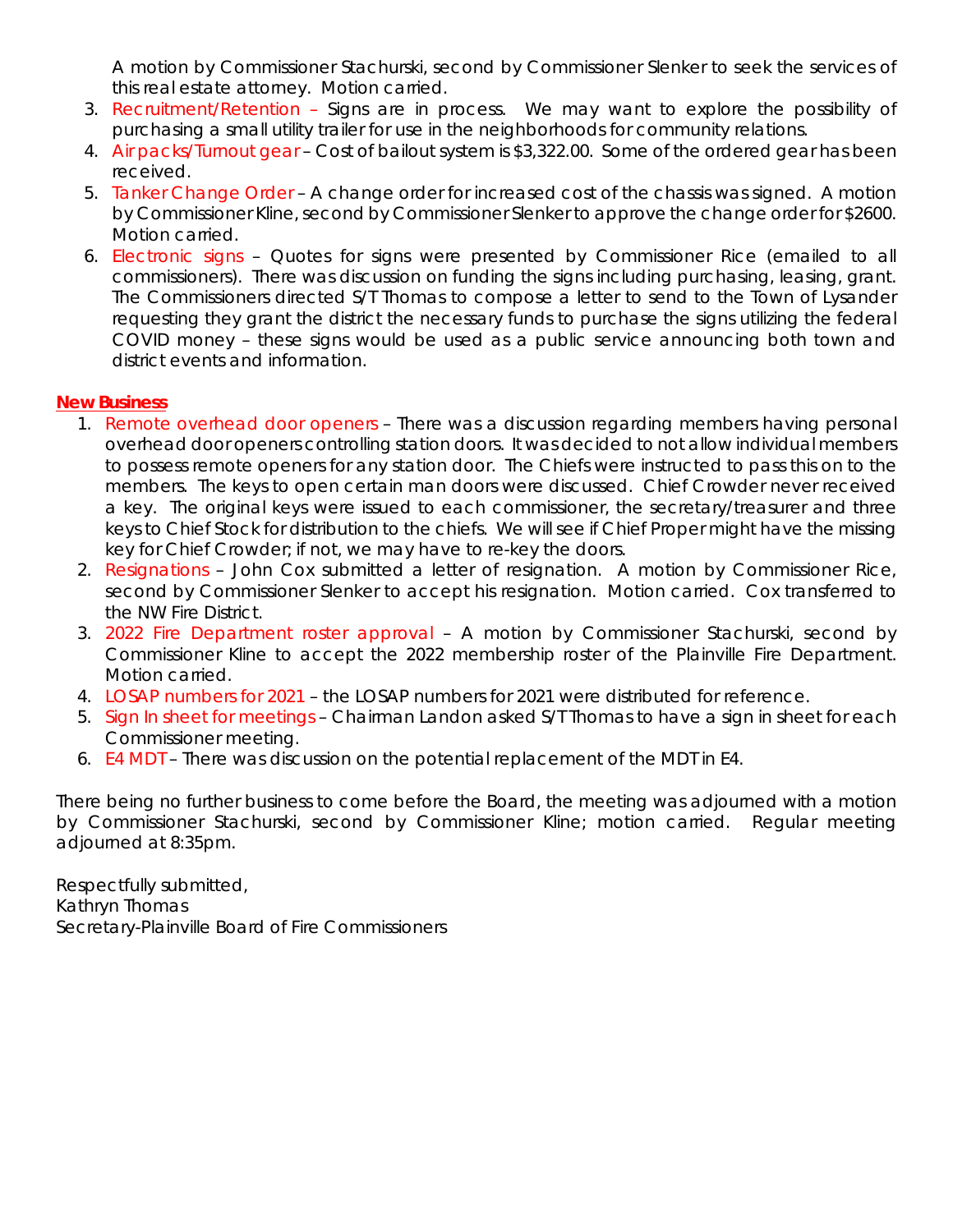A motion by Commissioner Stachurski, second by Commissioner Slenker to seek the services of this real estate attorney. Motion carried.

3. Recruitment/Retention – Signs are in process. We may want to explore the possibility of purchasing a small utility trailer for use in the neighborhoods for community relations.
4. Air packs/Turnout gear – Cost of bailout system is $3,322.00. Some of the ordered gear has been received.
5. Tanker Change Order – A change order for increased cost of the chassis was signed. A motion by Commissioner Kline, second by Commissioner Slenker to approve the change order for $2600. Motion carried.
6. Electronic signs – Quotes for signs were presented by Commissioner Rice (emailed to all commissioners). There was discussion on funding the signs including purchasing, leasing, grant. The Commissioners directed S/T Thomas to compose a letter to send to the Town of Lysander requesting they grant the district the necessary funds to purchase the signs utilizing the federal COVID money – these signs would be used as a public service announcing both town and district events and information.

**New Business**

1. Remote overhead door openers – There was a discussion regarding members having personal overhead door openers controlling station doors. It was decided to not allow individual members to possess remote openers for any station door. The Chiefs were instructed to pass this on to the members. The keys to open certain man doors were discussed. Chief Crowder never received a key. The original keys were issued to each commissioner, the secretary/treasurer and three keys to Chief Stock for distribution to the chiefs. We will see if Chief Proper might have the missing key for Chief Crowder; if not, we may have to re-key the doors.
2. Resignations – John Cox submitted a letter of resignation. A motion by Commissioner Rice, second by Commissioner Slenker to accept his resignation. Motion carried. Cox transferred to the NW Fire District.
3. 2022 Fire Department roster approval – A motion by Commissioner Stachurski, second by Commissioner Kline to accept the 2022 membership roster of the Plainville Fire Department. Motion carried.
4. LOSAP numbers for 2021 – the LOSAP numbers for 2021 were distributed for reference.
5. Sign In sheet for meetings – Chairman Landon asked S/T Thomas to have a sign in sheet for each Commissioner meeting.
6. E4 MDT – There was discussion on the potential replacement of the MDT in E4.

There being no further business to come before the Board, the meeting was adjourned with a motion by Commissioner Stachurski, second by Commissioner Kline; motion carried. Regular meeting adjourned at 8:35pm.

Respectfully submitted,
Kathryn Thomas
Secretary-Plainville Board of Fire Commissioners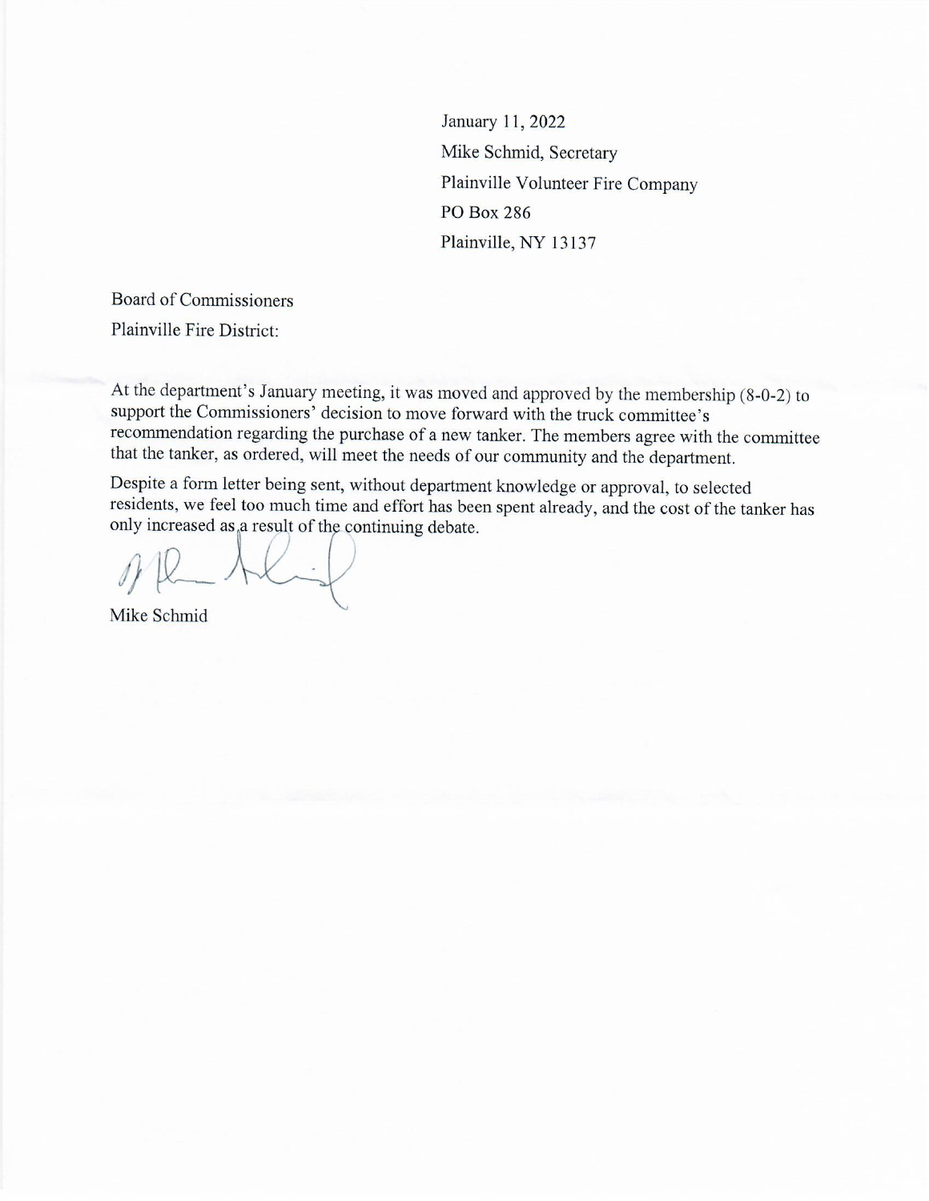January 11, 2022

Mike Schmid, Secretary

Plainville Volunteer Fire Company

PO Box 286

Plainville, NY 13137

Board of Commissioners

Plainville Fire District:

At the department's January meeting, it was moved and approved by the membership (8-0-2) to support the Commissioners' decision to move forward with the truck committee's recommendation regarding the purchase of a new tanker. The members agree with the committee that the tanker, as ordered, will meet the needs of our community and the department.

Despite a form letter being sent, without department knowledge or approval, to selected residents, we feel too much time and effort has been spent already, and the cost of the tanker has only increased as a result of the continuing debate.

Mike Schmid